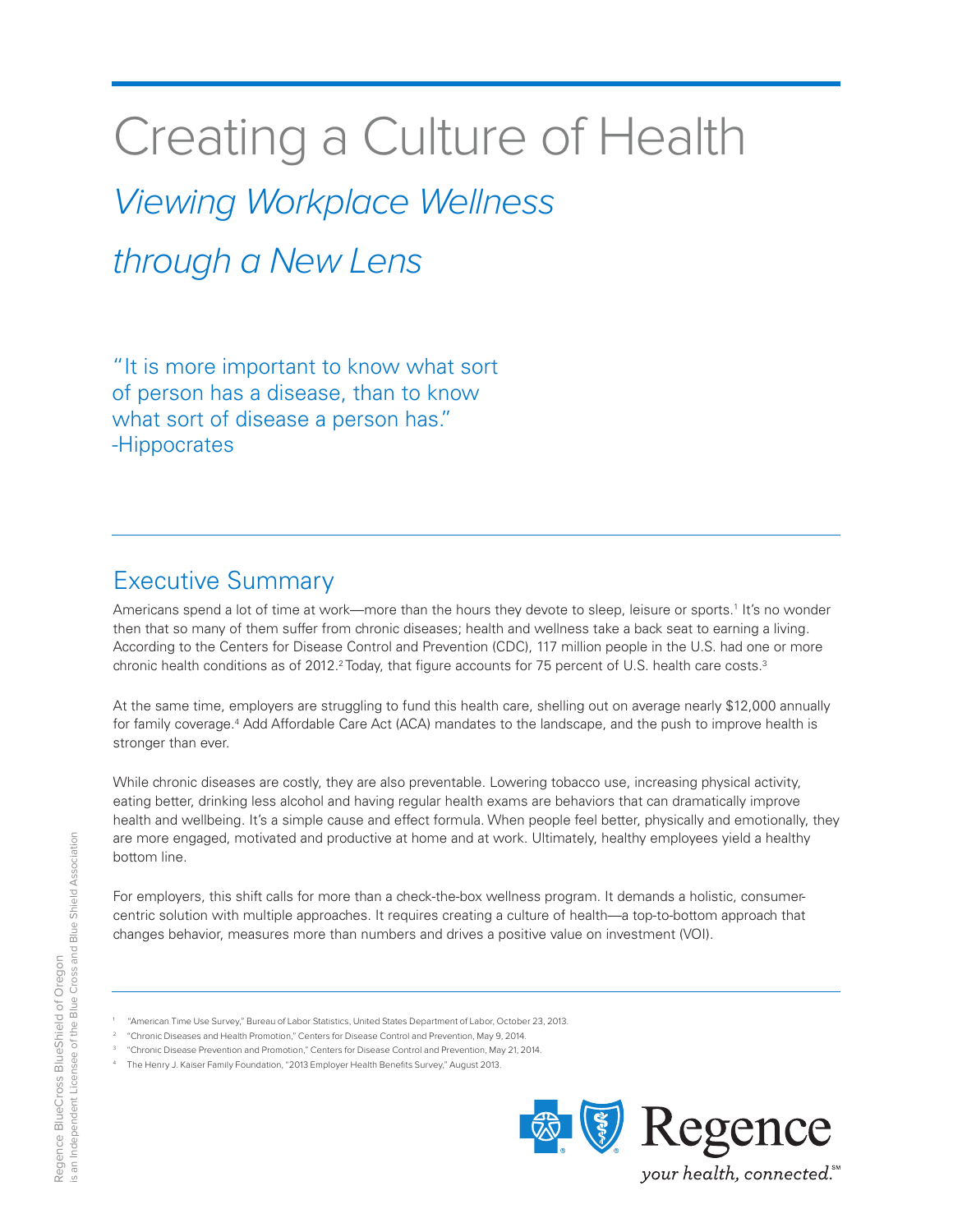# Creating a Culture of Health

## *Viewing Workplace Wellness through a New Lens*

"It is more important to know what sort of person has a disease, than to know what sort of disease a person has."
-Hippocrates

## Executive Summary

Americans spend a lot of time at work—more than the hours they devote to sleep, leisure or sports.[1] It's no wonder then that so many of them suffer from chronic diseases; health and wellness take a back seat to earning a living. According to the Centers for Disease Control and Prevention (CDC), 117 million people in the U.S. had one or more chronic health conditions as of 2012.[2] Today, that figure accounts for 75 percent of U.S. health care costs.[3]

At the same time, employers are struggling to fund this health care, shelling out on average nearly $12,000 annually for family coverage.[4] Add Affordable Care Act (ACA) mandates to the landscape, and the push to improve health is stronger than ever.

While chronic diseases are costly, they are also preventable. Lowering tobacco use, increasing physical activity, eating better, drinking less alcohol and having regular health exams are behaviors that can dramatically improve health and wellbeing. It's a simple cause and effect formula. When people feel better, physically and emotionally, they are more engaged, motivated and productive at home and at work. Ultimately, healthy employees yield a healthy bottom line.

For employers, this shift calls for more than a check-the-box wellness program. It demands a holistic, consumer-centric solution with multiple approaches. It requires creating a culture of health—a top-to-bottom approach that changes behavior, measures more than numbers and drives a positive value on investment (VOI).

---

[1] "American Time Use Survey," Bureau of Labor Statistics, United States Department of Labor, October 23, 2013.
[2] "Chronic Diseases and Health Promotion," Centers for Disease Control and Prevention, May 9, 2014.
[3] "Chronic Disease Prevention and Promotion," Centers for Disease Control and Prevention, May 21, 2014.
[4] The Henry J. Kaiser Family Foundation, "2013 Employer Health Benefits Survey," August 2013.

Regence BlueCross BlueShield of Oregon is an Independent Licensee of the Blue Cross and Blue Shield Association

Regence *your health, connected.*℠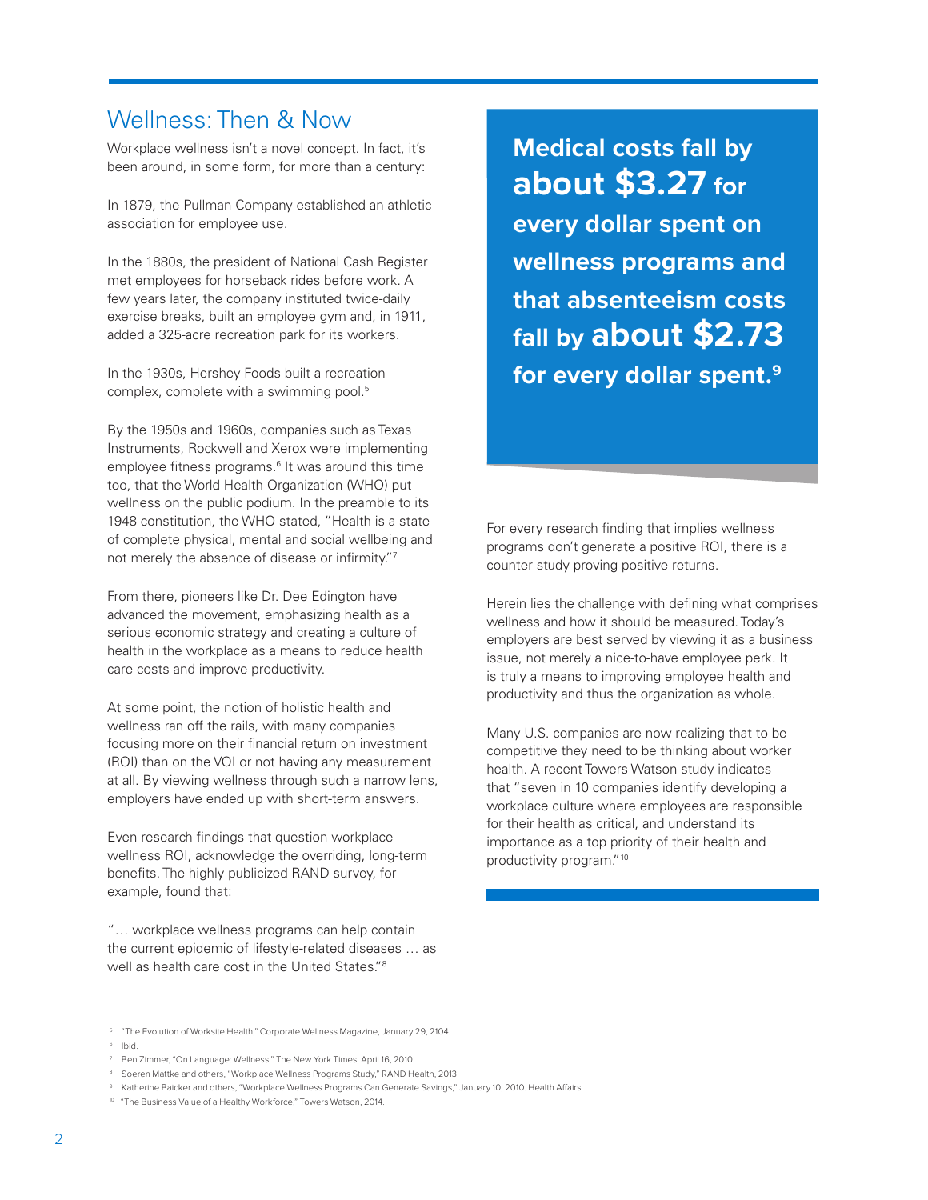## Wellness: Then & Now

Workplace wellness isn't a novel concept. In fact, it's been around, in some form, for more than a century:

In 1879, the Pullman Company established an athletic association for employee use.

In the 1880s, the president of National Cash Register met employees for horseback rides before work. A few years later, the company instituted twice-daily exercise breaks, built an employee gym and, in 1911, added a 325-acre recreation park for its workers.

In the 1930s, Hershey Foods built a recreation complex, complete with a swimming pool.[5]

By the 1950s and 1960s, companies such as Texas Instruments, Rockwell and Xerox were implementing employee fitness programs.[6] It was around this time too, that the World Health Organization (WHO) put wellness on the public podium. In the preamble to its 1948 constitution, the WHO stated, "Health is a state of complete physical, mental and social wellbeing and not merely the absence of disease or infirmity."[7]

From there, pioneers like Dr. Dee Edington have advanced the movement, emphasizing health as a serious economic strategy and creating a culture of health in the workplace as a means to reduce health care costs and improve productivity.

At some point, the notion of holistic health and wellness ran off the rails, with many companies focusing more on their financial return on investment (ROI) than on the VOI or not having any measurement at all. By viewing wellness through such a narrow lens, employers have ended up with short-term answers.

Even research findings that question workplace wellness ROI, acknowledge the overriding, long-term benefits. The highly publicized RAND survey, for example, found that:

"… workplace wellness programs can help contain the current epidemic of lifestyle-related diseases … as well as health care cost in the United States."[8]

**Medical costs fall by about $3.27 for every dollar spent on wellness programs and that absenteeism costs fall by about $2.73 for every dollar spent.[9]**

For every research finding that implies wellness programs don't generate a positive ROI, there is a counter study proving positive returns.

Herein lies the challenge with defining what comprises wellness and how it should be measured. Today's employers are best served by viewing it as a business issue, not merely a nice-to-have employee perk. It is truly a means to improving employee health and productivity and thus the organization as whole.

Many U.S. companies are now realizing that to be competitive they need to be thinking about worker health. A recent Towers Watson study indicates that "seven in 10 companies identify developing a workplace culture where employees are responsible for their health as critical, and understand its importance as a top priority of their health and productivity program."[10]

---

[5] "The Evolution of Worksite Health," Corporate Wellness Magazine, January 29, 2104.

[6] Ibid.

[7] Ben Zimmer, "On Language: Wellness," The New York Times, April 16, 2010.

[8] Soeren Mattke and others, "Workplace Wellness Programs Study," RAND Health, 2013.

[9] Katherine Baicker and others, "Workplace Wellness Programs Can Generate Savings," January 10, 2010. Health Affairs

[10] "The Business Value of a Healthy Workforce," Towers Watson, 2014.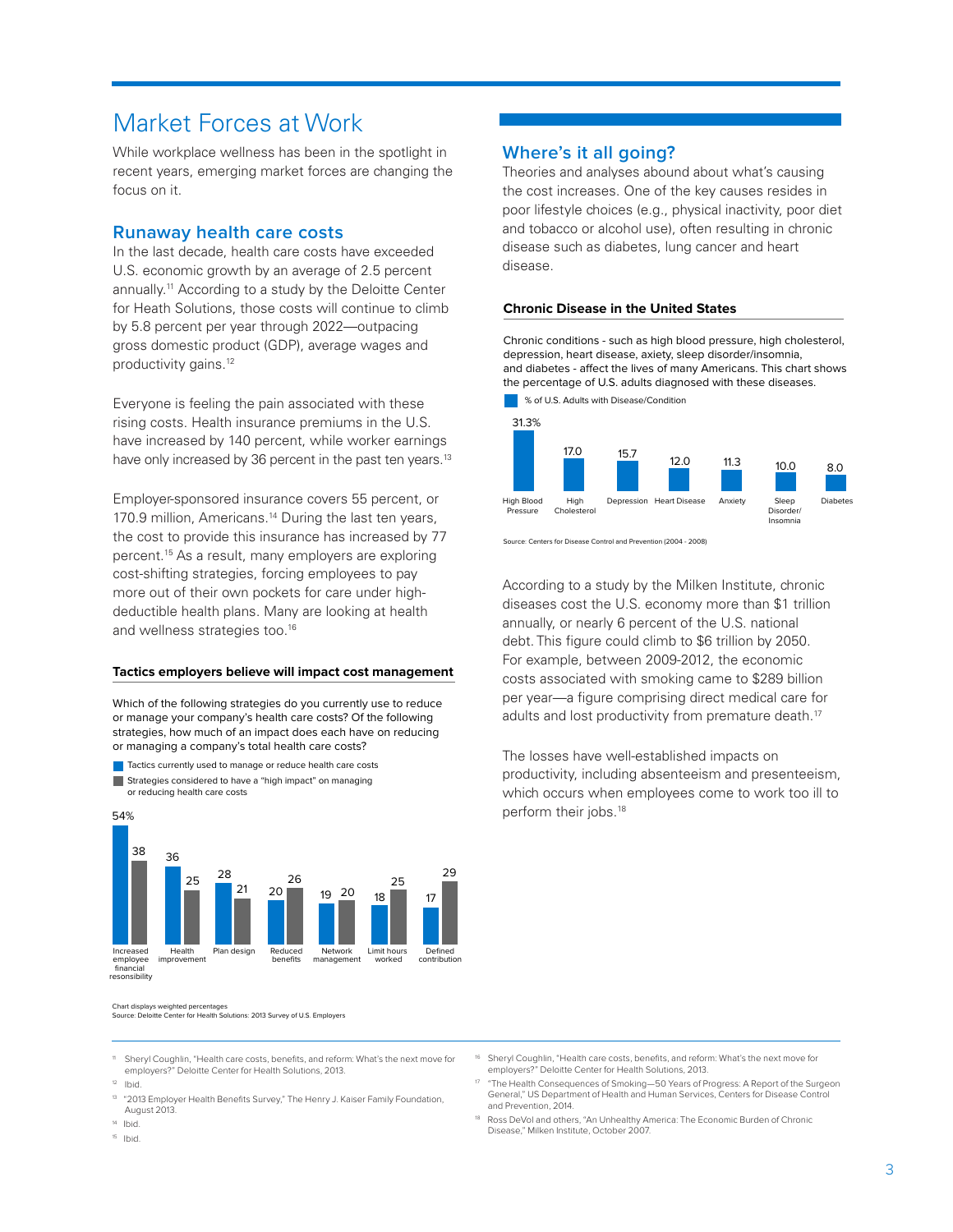# Market Forces at Work

While workplace wellness has been in the spotlight in recent years, emerging market forces are changing the focus on it.

## Runaway health care costs

In the last decade, health care costs have exceeded U.S. economic growth by an average of 2.5 percent annually.[11] According to a study by the Deloitte Center for Heath Solutions, those costs will continue to climb by 5.8 percent per year through 2022—outpacing gross domestic product (GDP), average wages and productivity gains.[12]

Everyone is feeling the pain associated with these rising costs. Health insurance premiums in the U.S. have increased by 140 percent, while worker earnings have only increased by 36 percent in the past ten years.[13]

Employer-sponsored insurance covers 55 percent, or 170.9 million, Americans.[14] During the last ten years, the cost to provide this insurance has increased by 77 percent.[15] As a result, many employers are exploring cost-shifting strategies, forcing employees to pay more out of their own pockets for care under high-deductible health plans. Many are looking at health and wellness strategies too.[16]

**Tactics employers believe will impact cost management**

Which of the following strategies do you currently use to reduce or manage your company's health care costs? Of the following strategies, how much of an impact does each have on reducing or managing a company's total health care costs?

| Strategy | Tactics currently used to manage or reduce health care costs | Strategies considered to have a "high impact" on managing or reducing health care costs |
|---|---|---|
| Increased employee financial resonsibility | 54% | 38 |
| Health improvement | 36 | 25 |
| Plan design | 28 | 21 |
| Reduced benefits | 20 | 26 |
| Network management | 19 | 20 |
| Limit hours worked | 18 | 25 |
| Defined contribution | 17 | 29 |

Chart displays weighted percentages
Source: Deloitte Center for Health Solutions: 2013 Survey of U.S. Employers

## Where's it all going?

Theories and analyses abound about what's causing the cost increases. One of the key causes resides in poor lifestyle choices (e.g., physical inactivity, poor diet and tobacco or alcohol use), often resulting in chronic disease such as diabetes, lung cancer and heart disease.

**Chronic Disease in the United States**

Chronic conditions - such as high blood pressure, high cholesterol, depression, heart disease, axiety, sleep disorder/insomnia, and diabetes - affect the lives of many Americans. This chart shows the percentage of U.S. adults diagnosed with these diseases.

| Disease/Condition | % of U.S. Adults with Disease/Condition |
|---|---|
| High Blood Pressure | 31.3% |
| High Cholesterol | 17.0 |
| Depression | 15.7 |
| Heart Disease | 12.0 |
| Anxiety | 11.3 |
| Sleep Disorder/Insomnia | 10.0 |
| Diabetes | 8.0 |

Source: Centers for Disease Control and Prevention (2004 - 2008)

According to a study by the Milken Institute, chronic diseases cost the U.S. economy more than $1 trillion annually, or nearly 6 percent of the U.S. national debt. This figure could climb to $6 trillion by 2050. For example, between 2009-2012, the economic costs associated with smoking came to $289 billion per year—a figure comprising direct medical care for adults and lost productivity from premature death.[17]

The losses have well-established impacts on productivity, including absenteeism and presenteeism, which occurs when employees come to work too ill to perform their jobs.[18]

---

[11] Sheryl Coughlin, "Health care costs, benefits, and reform: What's the next move for employers?" Deloitte Center for Health Solutions, 2013.

[12] Ibid.

[13] "2013 Employer Health Benefits Survey," The Henry J. Kaiser Family Foundation, August 2013.

[14] Ibid.

[15] Ibid.

[16] Sheryl Coughlin, "Health care costs, benefits, and reform: What's the next move for employers?" Deloitte Center for Health Solutions, 2013.

[17] "The Health Consequences of Smoking—50 Years of Progress: A Report of the Surgeon General," US Department of Health and Human Services, Centers for Disease Control and Prevention, 2014.

[18] Ross DeVol and others, "An Unhealthy America: The Economic Burden of Chronic Disease," Milken Institute, October 2007.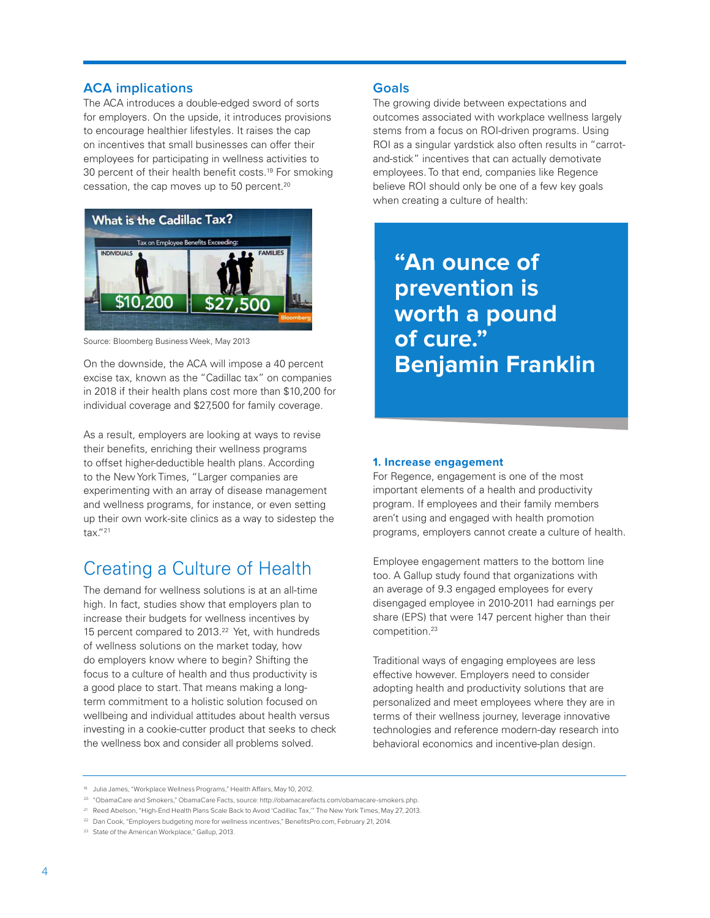## ACA implications

The ACA introduces a double-edged sword of sorts for employers. On the upside, it introduces provisions to encourage healthier lifestyles. It raises the cap on incentives that small businesses can offer their employees for participating in wellness activities to 30 percent of their health benefit costs.[19] For smoking cessation, the cap moves up to 50 percent.[20]

Source: Bloomberg Business Week, May 2013

On the downside, the ACA will impose a 40 percent excise tax, known as the "Cadillac tax" on companies in 2018 if their health plans cost more than $10,200 for individual coverage and $27,500 for family coverage.

As a result, employers are looking at ways to revise their benefits, enriching their wellness programs to offset higher-deductible health plans. According to the New York Times, "Larger companies are experimenting with an array of disease management and wellness programs, for instance, or even setting up their own work-site clinics as a way to sidestep the tax."[21]

# Creating a Culture of Health

The demand for wellness solutions is at an all-time high. In fact, studies show that employers plan to increase their budgets for wellness incentives by 15 percent compared to 2013.[22] Yet, with hundreds of wellness solutions on the market today, how do employers know where to begin? Shifting the focus to a culture of health and thus productivity is a good place to start. That means making a long-term commitment to a holistic solution focused on wellbeing and individual attitudes about health versus investing in a cookie-cutter product that seeks to check the wellness box and consider all problems solved.

## Goals

The growing divide between expectations and outcomes associated with workplace wellness largely stems from a focus on ROI-driven programs. Using ROI as a singular yardstick also often results in "carrot-and-stick" incentives that can actually demotivate employees. To that end, companies like Regence believe ROI should only be one of a few key goals when creating a culture of health:

> **"An ounce of prevention is worth a pound of cure."**
> **Benjamin Franklin**

### 1. Increase engagement

For Regence, engagement is one of the most important elements of a health and productivity program. If employees and their family members aren't using and engaged with health promotion programs, employers cannot create a culture of health.

Employee engagement matters to the bottom line too. A Gallup study found that organizations with an average of 9.3 engaged employees for every disengaged employee in 2010-2011 had earnings per share (EPS) that were 147 percent higher than their competition.[23]

Traditional ways of engaging employees are less effective however. Employers need to consider adopting health and productivity solutions that are personalized and meet employees where they are in terms of their wellness journey, leverage innovative technologies and reference modern-day research into behavioral economics and incentive-plan design.

---

[19] Julia James, "Workplace Wellness Programs," Health Affairs, May 10, 2012.

[20] "ObamaCare and Smokers," ObamaCare Facts, source: http://obamacarefacts.com/obamacare-smokers.php.

[21] Reed Abelson, "High-End Health Plans Scale Back to Avoid 'Cadillac Tax,'" The New York Times, May 27, 2013.

[22] Dan Cook, "Employers budgeting more for wellness incentives," BenefitsPro.com, February 21, 2014.

[23] State of the American Workplace," Gallup, 2013.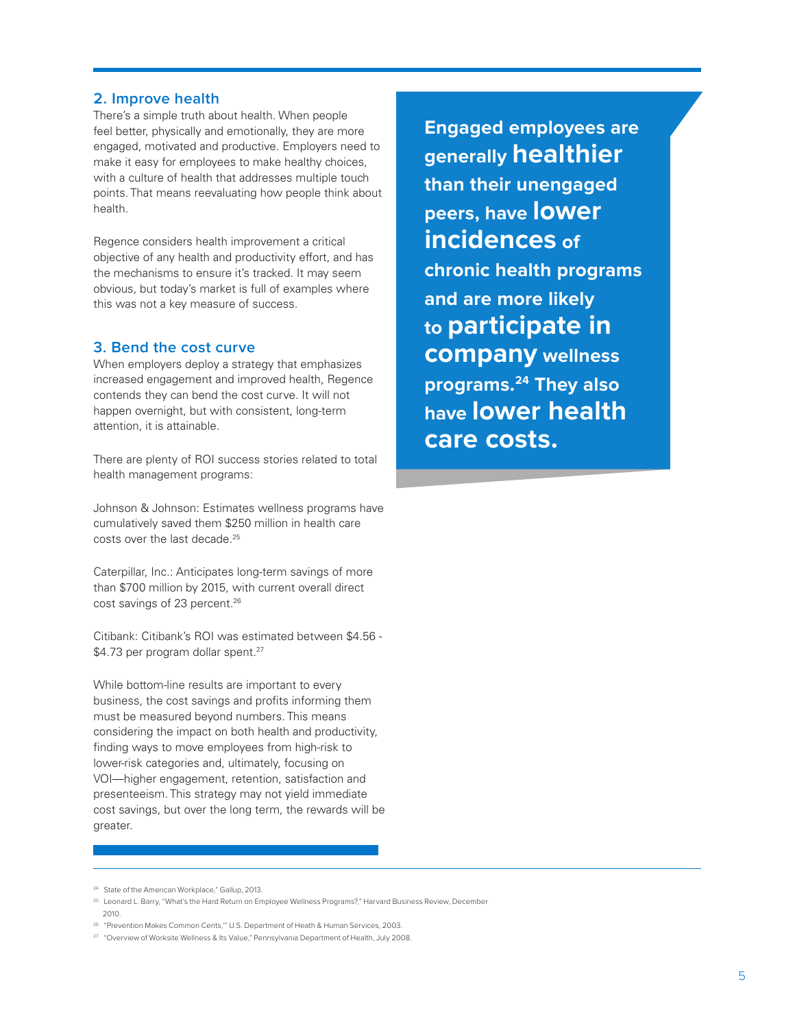## 2. Improve health

There's a simple truth about health. When people feel better, physically and emotionally, they are more engaged, motivated and productive. Employers need to make it easy for employees to make healthy choices, with a culture of health that addresses multiple touch points. That means reevaluating how people think about health.

Regence considers health improvement a critical objective of any health and productivity effort, and has the mechanisms to ensure it's tracked. It may seem obvious, but today's market is full of examples where this was not a key measure of success.

## 3. Bend the cost curve

When employers deploy a strategy that emphasizes increased engagement and improved health, Regence contends they can bend the cost curve. It will not happen overnight, but with consistent, long-term attention, it is attainable.

There are plenty of ROI success stories related to total health management programs:

Johnson & Johnson: Estimates wellness programs have cumulatively saved them $250 million in health care costs over the last decade.[25]

Caterpillar, Inc.: Anticipates long-term savings of more than $700 million by 2015, with current overall direct cost savings of 23 percent.[26]

Citibank: Citibank's ROI was estimated between $4.56 - $4.73 per program dollar spent.[27]

While bottom-line results are important to every business, the cost savings and profits informing them must be measured beyond numbers. This means considering the impact on both health and productivity, finding ways to move employees from high-risk to lower-risk categories and, ultimately, focusing on VOI—higher engagement, retention, satisfaction and presenteeism. This strategy may not yield immediate cost savings, but over the long term, the rewards will be greater.

**Engaged employees are generally healthier than their unengaged peers, have lower incidences of chronic health programs and are more likely to participate in company wellness programs.[24] They also have lower health care costs.**

---

[24] State of the American Workplace," Gallup, 2013.

[25] Leonard L. Barry, "What's the Hard Return on Employee Wellness Programs?," Harvard Business Review, December 2010.

[26] "Prevention Makes Common Cents,"' U.S. Department of Heath & Human Services, 2003.

[27] "Overview of Worksite Wellness & Its Value," Pennsylvania Department of Health, July 2008.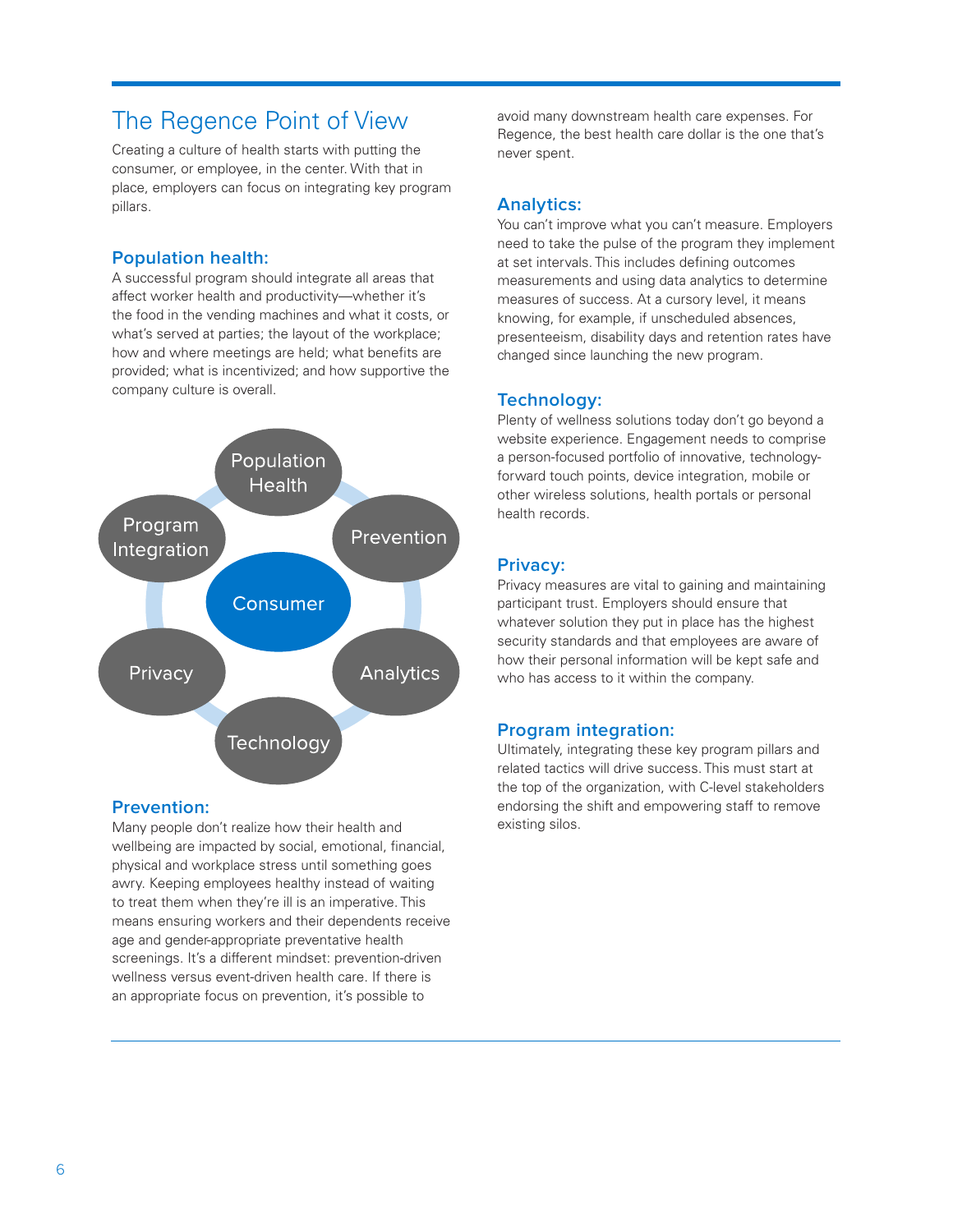# The Regence Point of View

Creating a culture of health starts with putting the consumer, or employee, in the center. With that in place, employers can focus on integrating key program pillars.

### Population health:

A successful program should integrate all areas that affect worker health and productivity—whether it's the food in the vending machines and what it costs, or what's served at parties; the layout of the workplace; how and where meetings are held; what benefits are provided; what is incentivized; and how supportive the company culture is overall.

Population Health

Prevention

Analytics

Technology

Privacy

Program Integration

Consumer

### Prevention:

Many people don't realize how their health and wellbeing are impacted by social, emotional, financial, physical and workplace stress until something goes awry. Keeping employees healthy instead of waiting to treat them when they're ill is an imperative. This means ensuring workers and their dependents receive age and gender-appropriate preventative health screenings. It's a different mindset: prevention-driven wellness versus event-driven health care. If there is an appropriate focus on prevention, it's possible to avoid many downstream health care expenses. For Regence, the best health care dollar is the one that's never spent.

### Analytics:

You can't improve what you can't measure. Employers need to take the pulse of the program they implement at set intervals. This includes defining outcomes measurements and using data analytics to determine measures of success. At a cursory level, it means knowing, for example, if unscheduled absences, presenteeism, disability days and retention rates have changed since launching the new program.

### Technology:

Plenty of wellness solutions today don't go beyond a website experience. Engagement needs to comprise a person-focused portfolio of innovative, technology-forward touch points, device integration, mobile or other wireless solutions, health portals or personal health records.

### Privacy:

Privacy measures are vital to gaining and maintaining participant trust. Employers should ensure that whatever solution they put in place has the highest security standards and that employees are aware of how their personal information will be kept safe and who has access to it within the company.

### Program integration:

Ultimately, integrating these key program pillars and related tactics will drive success. This must start at the top of the organization, with C-level stakeholders endorsing the shift and empowering staff to remove existing silos.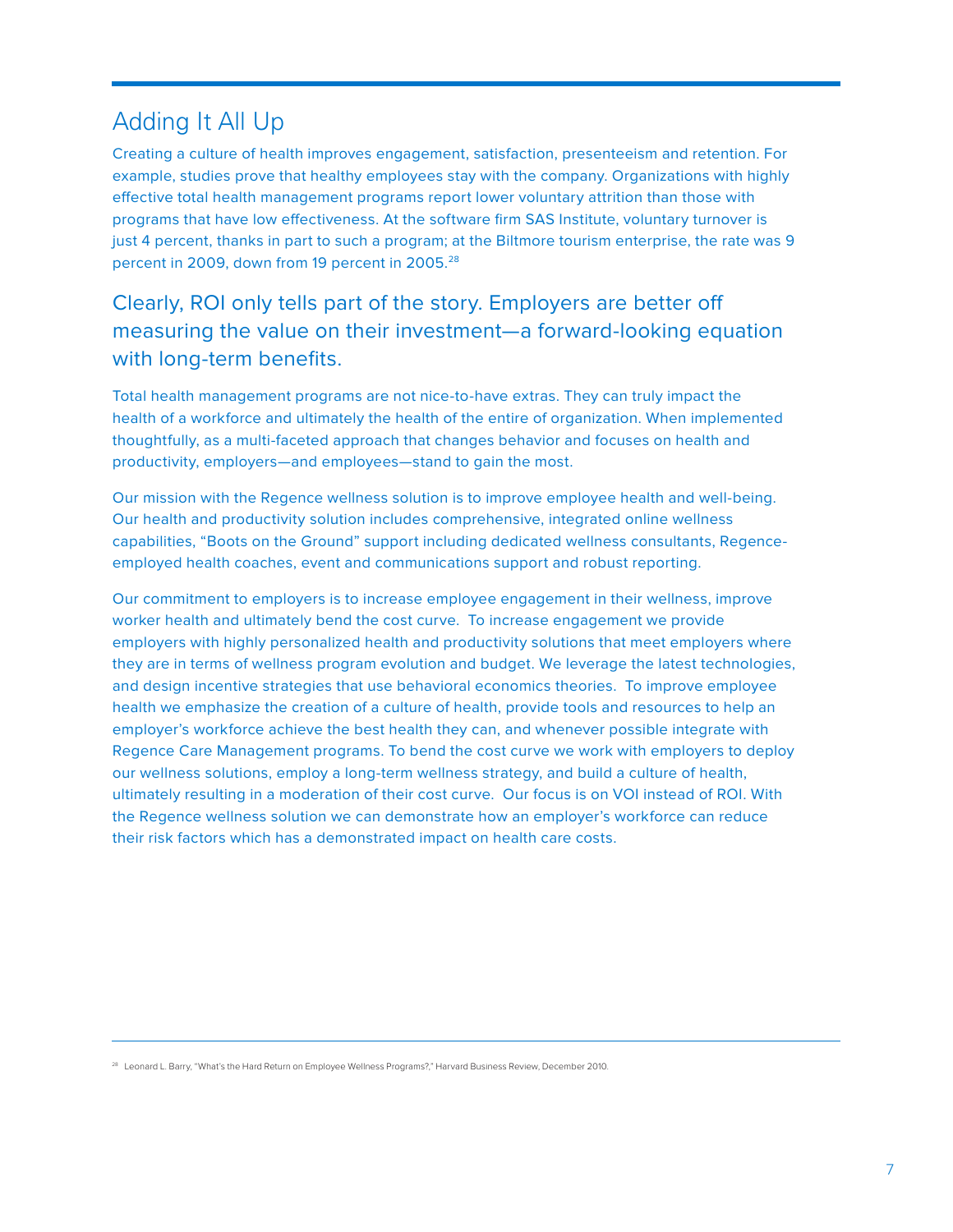## Adding It All Up

Creating a culture of health improves engagement, satisfaction, presenteeism and retention. For example, studies prove that healthy employees stay with the company. Organizations with highly effective total health management programs report lower voluntary attrition than those with programs that have low effectiveness. At the software firm SAS Institute, voluntary turnover is just 4 percent, thanks in part to such a program; at the Biltmore tourism enterprise, the rate was 9 percent in 2009, down from 19 percent in 2005.[28]

### Clearly, ROI only tells part of the story. Employers are better off measuring the value on their investment—a forward-looking equation with long-term benefits.

Total health management programs are not nice-to-have extras. They can truly impact the health of a workforce and ultimately the health of the entire of organization. When implemented thoughtfully, as a multi-faceted approach that changes behavior and focuses on health and productivity, employers—and employees—stand to gain the most.

Our mission with the Regence wellness solution is to improve employee health and well-being. Our health and productivity solution includes comprehensive, integrated online wellness capabilities, "Boots on the Ground" support including dedicated wellness consultants, Regence-employed health coaches, event and communications support and robust reporting.

Our commitment to employers is to increase employee engagement in their wellness, improve worker health and ultimately bend the cost curve. To increase engagement we provide employers with highly personalized health and productivity solutions that meet employers where they are in terms of wellness program evolution and budget. We leverage the latest technologies, and design incentive strategies that use behavioral economics theories. To improve employee health we emphasize the creation of a culture of health, provide tools and resources to help an employer's workforce achieve the best health they can, and whenever possible integrate with Regence Care Management programs. To bend the cost curve we work with employers to deploy our wellness solutions, employ a long-term wellness strategy, and build a culture of health, ultimately resulting in a moderation of their cost curve. Our focus is on VOI instead of ROI. With the Regence wellness solution we can demonstrate how an employer's workforce can reduce their risk factors which has a demonstrated impact on health care costs.

---

[28] Leonard L. Barry, "What's the Hard Return on Employee Wellness Programs?," Harvard Business Review, December 2010.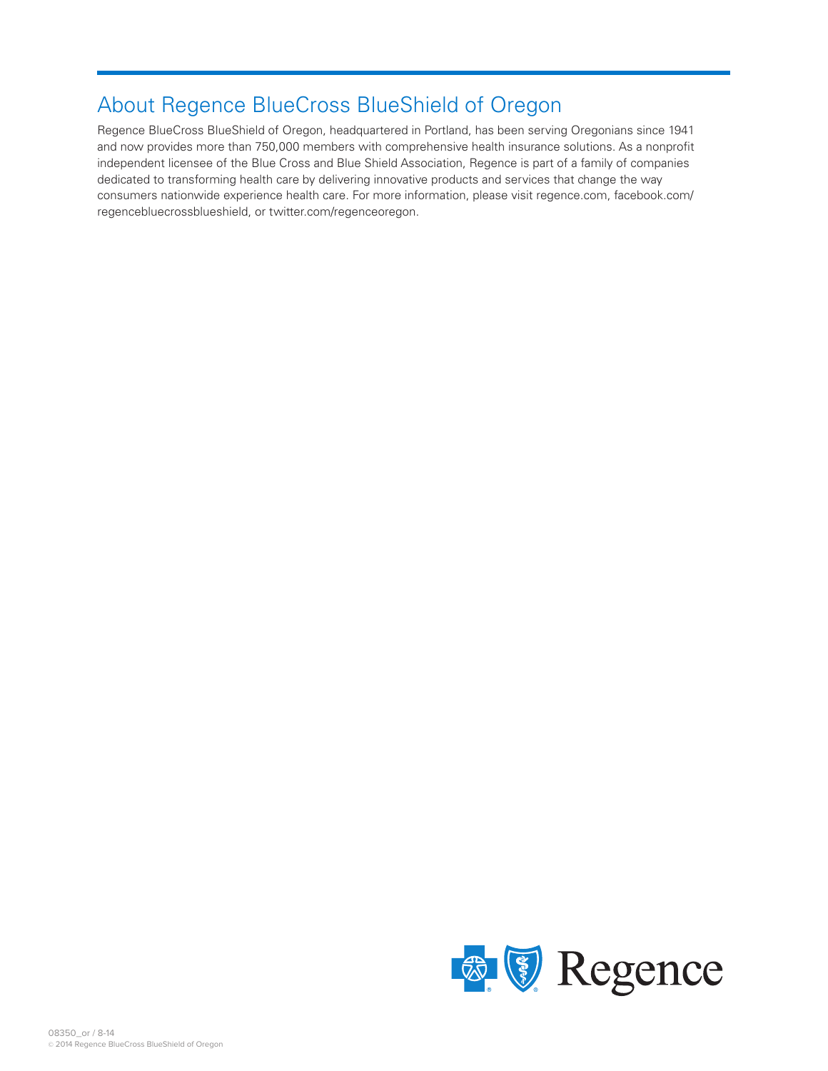## About Regence BlueCross BlueShield of Oregon

Regence BlueCross BlueShield of Oregon, headquartered in Portland, has been serving Oregonians since 1941 and now provides more than 750,000 members with comprehensive health insurance solutions. As a nonprofit independent licensee of the Blue Cross and Blue Shield Association, Regence is part of a family of companies dedicated to transforming health care by delivering innovative products and services that change the way consumers nationwide experience health care. For more information, please visit regence.com, facebook.com/regencebluecrossblueshield, or twitter.com/regenceoregon.

Regence

08350_or / 8-14
© 2014 Regence BlueCross BlueShield of Oregon